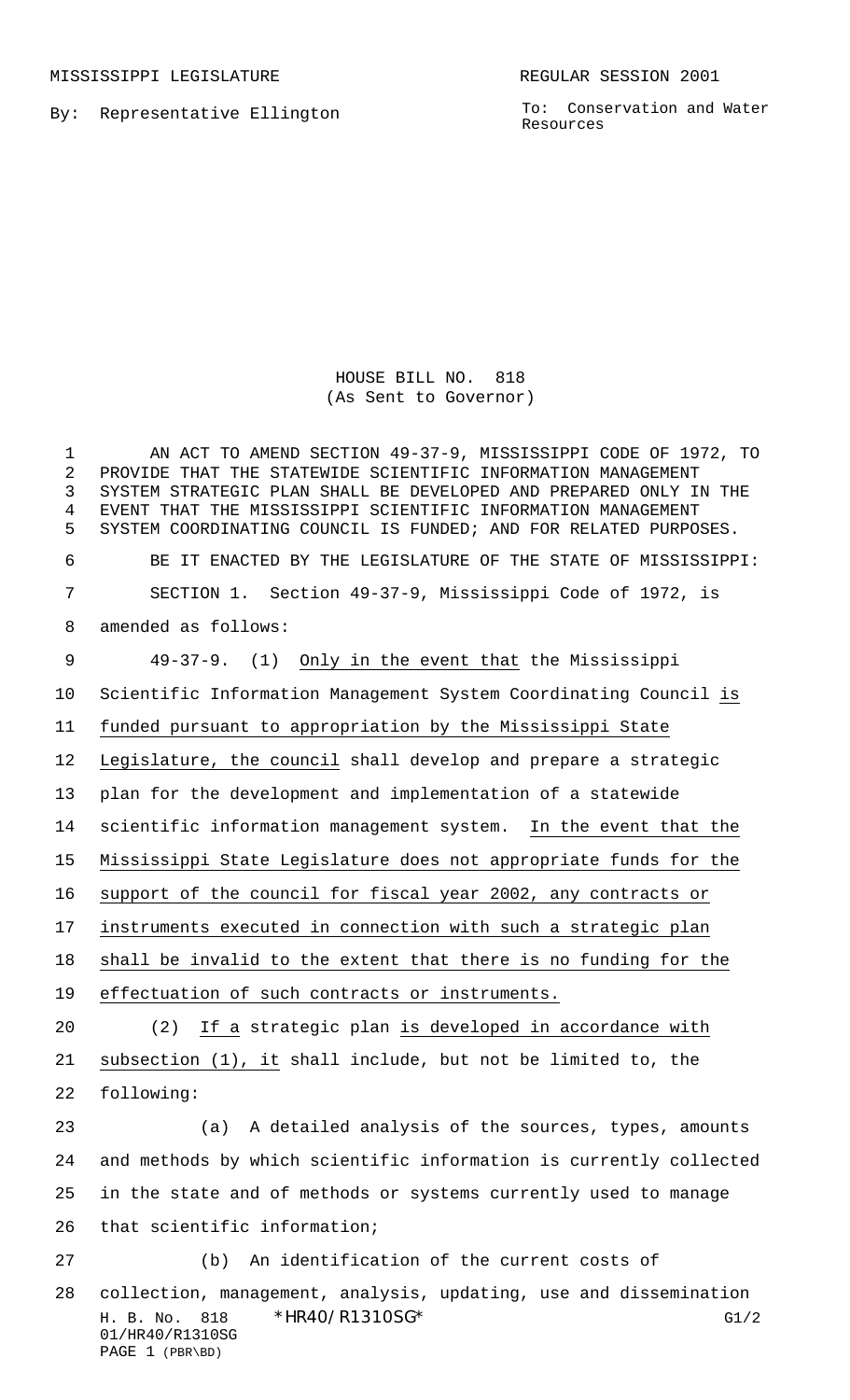MISSISSIPPI LEGISLATURE REGULAR SESSION 2001

By: Representative Ellington

To: Conservation and Water Resources

HOUSE BILL NO. 818
(As Sent to Governor)

AN ACT TO AMEND SECTION 49-37-9, MISSISSIPPI CODE OF 1972, TO PROVIDE THAT THE STATEWIDE SCIENTIFIC INFORMATION MANAGEMENT SYSTEM STRATEGIC PLAN SHALL BE DEVELOPED AND PREPARED ONLY IN THE EVENT THAT THE MISSISSIPPI SCIENTIFIC INFORMATION MANAGEMENT SYSTEM COORDINATING COUNCIL IS FUNDED; AND FOR RELATED PURPOSES.

BE IT ENACTED BY THE LEGISLATURE OF THE STATE OF MISSISSIPPI:

SECTION 1. Section 49-37-9, Mississippi Code of 1972, is amended as follows:

49-37-9. (1) Only in the event that the Mississippi Scientific Information Management System Coordinating Council is funded pursuant to appropriation by the Mississippi State Legislature, the council shall develop and prepare a strategic plan for the development and implementation of a statewide scientific information management system. In the event that the Mississippi State Legislature does not appropriate funds for the support of the council for fiscal year 2002, any contracts or instruments executed in connection with such a strategic plan shall be invalid to the extent that there is no funding for the effectuation of such contracts or instruments.

(2) If a strategic plan is developed in accordance with subsection (1), it shall include, but not be limited to, the following:

(a) A detailed analysis of the sources, types, amounts and methods by which scientific information is currently collected in the state and of methods or systems currently used to manage that scientific information;

(b) An identification of the current costs of collection, management, analysis, updating, use and dissemination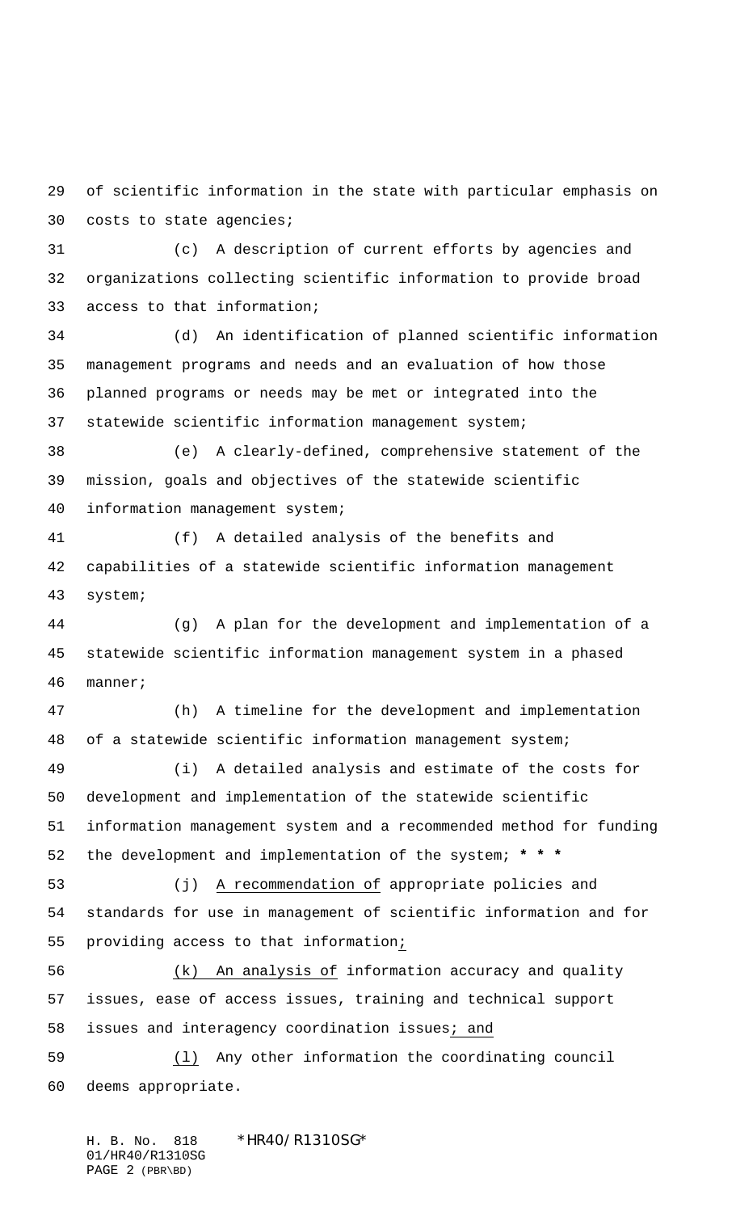of scientific information in the state with particular emphasis on costs to state agencies;

(c) A description of current efforts by agencies and organizations collecting scientific information to provide broad access to that information;

(d) An identification of planned scientific information management programs and needs and an evaluation of how those planned programs or needs may be met or integrated into the statewide scientific information management system;

(e) A clearly-defined, comprehensive statement of the mission, goals and objectives of the statewide scientific information management system;

(f) A detailed analysis of the benefits and capabilities of a statewide scientific information management system;

(g) A plan for the development and implementation of a statewide scientific information management system in a phased manner;

(h) A timeline for the development and implementation of a statewide scientific information management system;

(i) A detailed analysis and estimate of the costs for development and implementation of the statewide scientific information management system and a recommended method for funding the development and implementation of the system; *** * ***

(j) A recommendation of appropriate policies and standards for use in management of scientific information and for providing access to that information;

(k) An analysis of information accuracy and quality issues, ease of access issues, training and technical support issues and interagency coordination issues; and

(l) Any other information the coordinating council deems appropriate.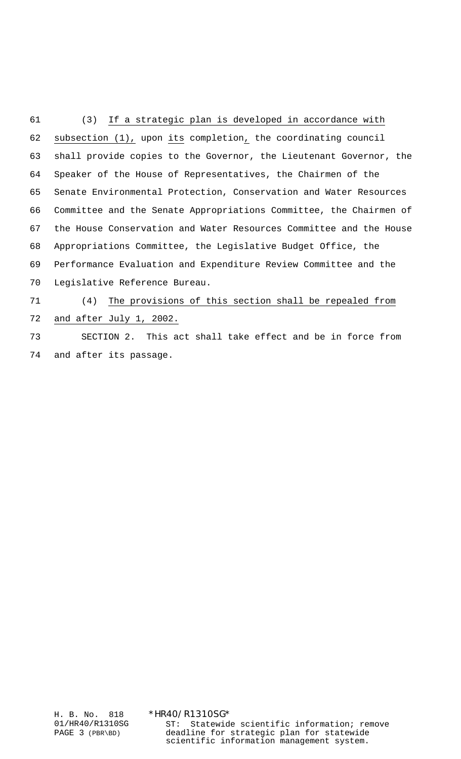(3) If a strategic plan is developed in accordance with subsection (1), upon its completion, the coordinating council shall provide copies to the Governor, the Lieutenant Governor, the Speaker of the House of Representatives, the Chairmen of the Senate Environmental Protection, Conservation and Water Resources Committee and the Senate Appropriations Committee, the Chairmen of the House Conservation and Water Resources Committee and the House Appropriations Committee, the Legislative Budget Office, the Performance Evaluation and Expenditure Review Committee and the Legislative Reference Bureau.

(4) The provisions of this section shall be repealed from and after July 1, 2002.

SECTION 2. This act shall take effect and be in force from and after its passage.

ST: Statewide scientific information; remove deadline for strategic plan for statewide scientific information management system.